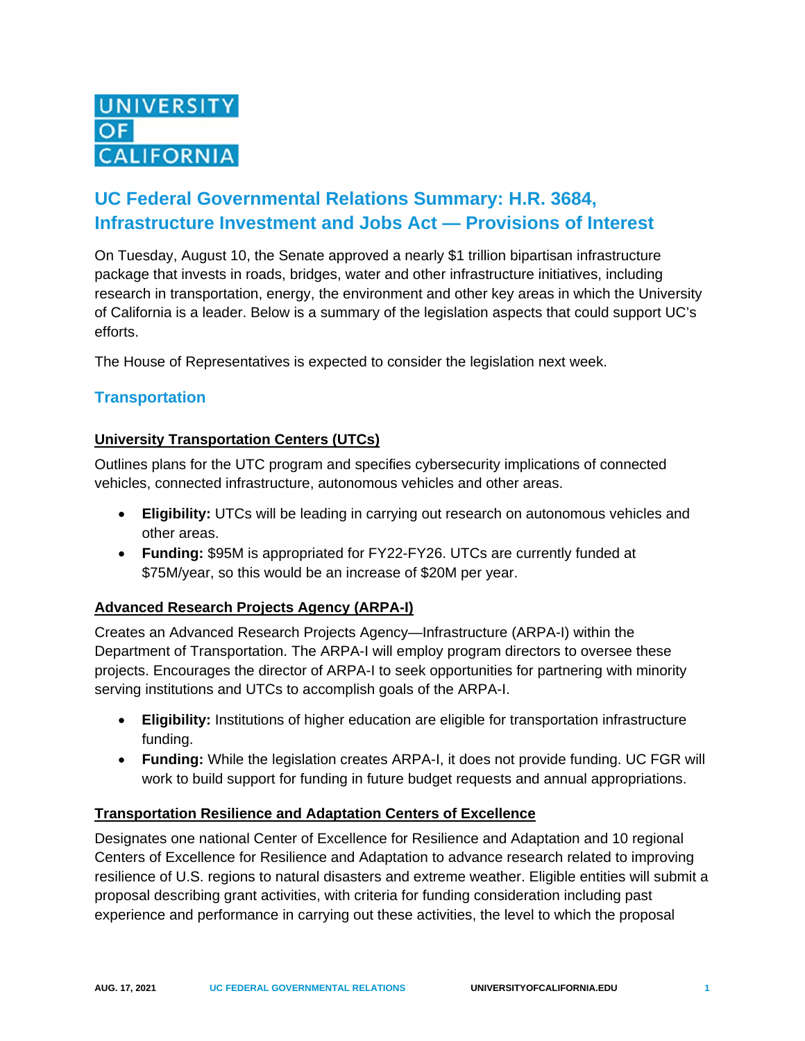UNIVERSITY OF CALIFORNIA

# UC Federal Governmental Relations Summary: H.R. 3684, Infrastructure Investment and Jobs Act — Provisions of Interest

On Tuesday, August 10, the Senate approved a nearly $1 trillion bipartisan infrastructure package that invests in roads, bridges, water and other infrastructure initiatives, including research in transportation, energy, the environment and other key areas in which the University of California is a leader. Below is a summary of the legislation aspects that could support UC's efforts.

The House of Representatives is expected to consider the legislation next week.

## Transportation

### University Transportation Centers (UTCs)

Outlines plans for the UTC program and specifies cybersecurity implications of connected vehicles, connected infrastructure, autonomous vehicles and other areas.

- **Eligibility:** UTCs will be leading in carrying out research on autonomous vehicles and other areas.
- **Funding:** $95M is appropriated for FY22-FY26. UTCs are currently funded at $75M/year, so this would be an increase of $20M per year.

### Advanced Research Projects Agency (ARPA-I)

Creates an Advanced Research Projects Agency—Infrastructure (ARPA-I) within the Department of Transportation. The ARPA-I will employ program directors to oversee these projects. Encourages the director of ARPA-I to seek opportunities for partnering with minority serving institutions and UTCs to accomplish goals of the ARPA-I.

- **Eligibility:** Institutions of higher education are eligible for transportation infrastructure funding.
- **Funding:** While the legislation creates ARPA-I, it does not provide funding. UC FGR will work to build support for funding in future budget requests and annual appropriations.

### Transportation Resilience and Adaptation Centers of Excellence

Designates one national Center of Excellence for Resilience and Adaptation and 10 regional Centers of Excellence for Resilience and Adaptation to advance research related to improving resilience of U.S. regions to natural disasters and extreme weather. Eligible entities will submit a proposal describing grant activities, with criteria for funding consideration including past experience and performance in carrying out these activities, the level to which the proposal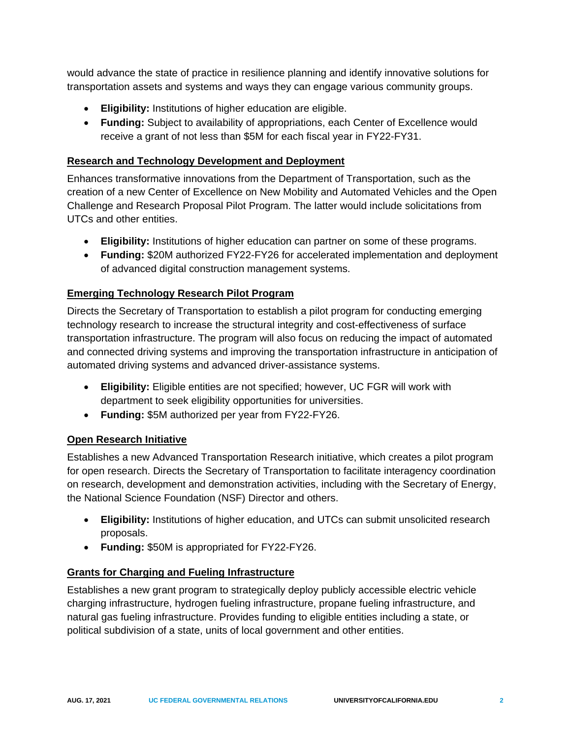would advance the state of practice in resilience planning and identify innovative solutions for transportation assets and systems and ways they can engage various community groups.

- **Eligibility:** Institutions of higher education are eligible.
- **Funding:** Subject to availability of appropriations, each Center of Excellence would receive a grant of not less than $5M for each fiscal year in FY22-FY31.

### Research and Technology Development and Deployment

Enhances transformative innovations from the Department of Transportation, such as the creation of a new Center of Excellence on New Mobility and Automated Vehicles and the Open Challenge and Research Proposal Pilot Program. The latter would include solicitations from UTCs and other entities.

- **Eligibility:** Institutions of higher education can partner on some of these programs.
- **Funding:** $20M authorized FY22-FY26 for accelerated implementation and deployment of advanced digital construction management systems.

### Emerging Technology Research Pilot Program

Directs the Secretary of Transportation to establish a pilot program for conducting emerging technology research to increase the structural integrity and cost-effectiveness of surface transportation infrastructure. The program will also focus on reducing the impact of automated and connected driving systems and improving the transportation infrastructure in anticipation of automated driving systems and advanced driver-assistance systems.

- **Eligibility:** Eligible entities are not specified; however, UC FGR will work with department to seek eligibility opportunities for universities.
- **Funding:** $5M authorized per year from FY22-FY26.

### Open Research Initiative

Establishes a new Advanced Transportation Research initiative, which creates a pilot program for open research. Directs the Secretary of Transportation to facilitate interagency coordination on research, development and demonstration activities, including with the Secretary of Energy, the National Science Foundation (NSF) Director and others.

- **Eligibility:** Institutions of higher education, and UTCs can submit unsolicited research proposals.
- **Funding:** $50M is appropriated for FY22-FY26.

### Grants for Charging and Fueling Infrastructure

Establishes a new grant program to strategically deploy publicly accessible electric vehicle charging infrastructure, hydrogen fueling infrastructure, propane fueling infrastructure, and natural gas fueling infrastructure. Provides funding to eligible entities including a state, or political subdivision of a state, units of local government and other entities.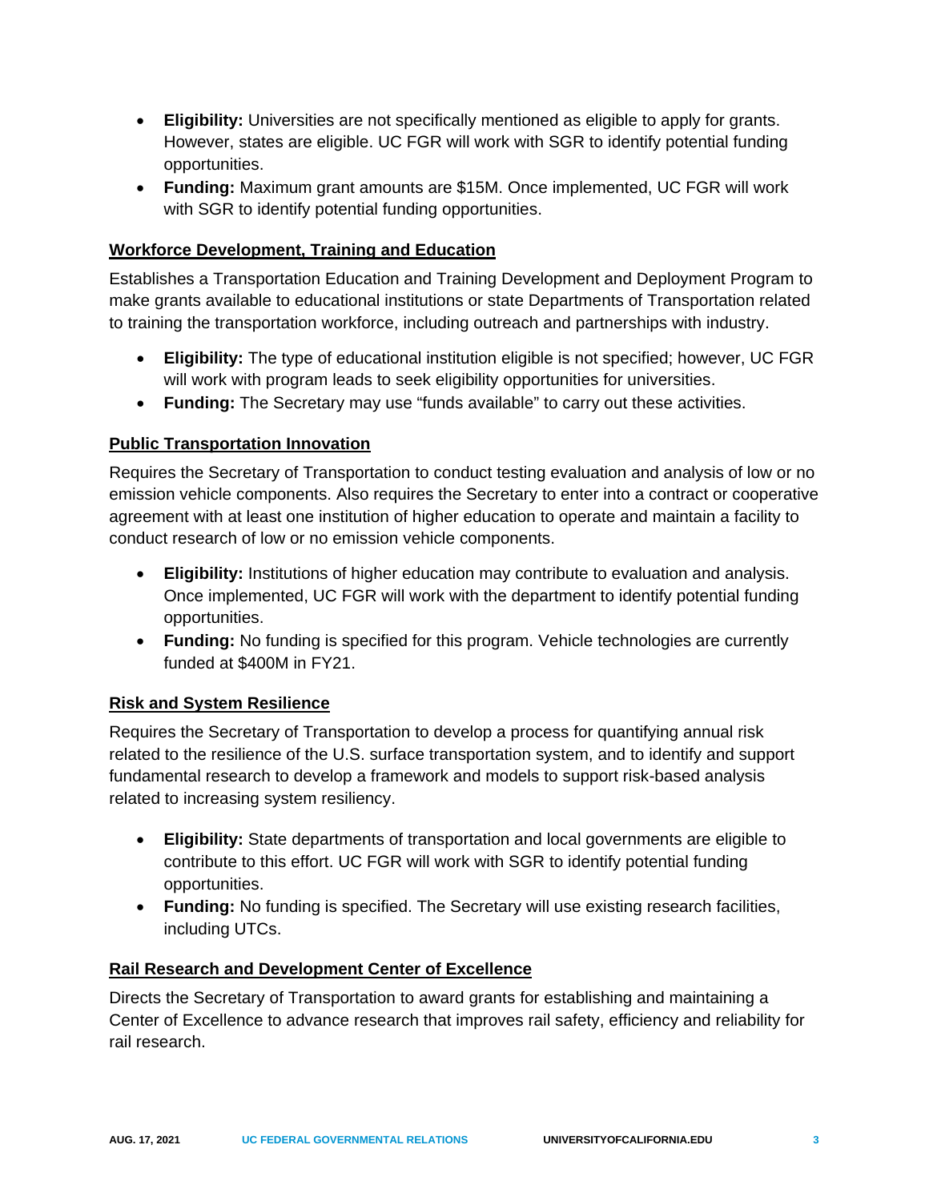- **Eligibility:** Universities are not specifically mentioned as eligible to apply for grants. However, states are eligible. UC FGR will work with SGR to identify potential funding opportunities.
- **Funding:** Maximum grant amounts are $15M. Once implemented, UC FGR will work with SGR to identify potential funding opportunities.

## Workforce Development, Training and Education

Establishes a Transportation Education and Training Development and Deployment Program to make grants available to educational institutions or state Departments of Transportation related to training the transportation workforce, including outreach and partnerships with industry.

- **Eligibility:** The type of educational institution eligible is not specified; however, UC FGR will work with program leads to seek eligibility opportunities for universities.
- **Funding:** The Secretary may use "funds available" to carry out these activities.

## Public Transportation Innovation

Requires the Secretary of Transportation to conduct testing evaluation and analysis of low or no emission vehicle components. Also requires the Secretary to enter into a contract or cooperative agreement with at least one institution of higher education to operate and maintain a facility to conduct research of low or no emission vehicle components.

- **Eligibility:** Institutions of higher education may contribute to evaluation and analysis. Once implemented, UC FGR will work with the department to identify potential funding opportunities.
- **Funding:** No funding is specified for this program. Vehicle technologies are currently funded at $400M in FY21.

## Risk and System Resilience

Requires the Secretary of Transportation to develop a process for quantifying annual risk related to the resilience of the U.S. surface transportation system, and to identify and support fundamental research to develop a framework and models to support risk-based analysis related to increasing system resiliency.

- **Eligibility:** State departments of transportation and local governments are eligible to contribute to this effort. UC FGR will work with SGR to identify potential funding opportunities.
- **Funding:** No funding is specified. The Secretary will use existing research facilities, including UTCs.

## Rail Research and Development Center of Excellence

Directs the Secretary of Transportation to award grants for establishing and maintaining a Center of Excellence to advance research that improves rail safety, efficiency and reliability for rail research.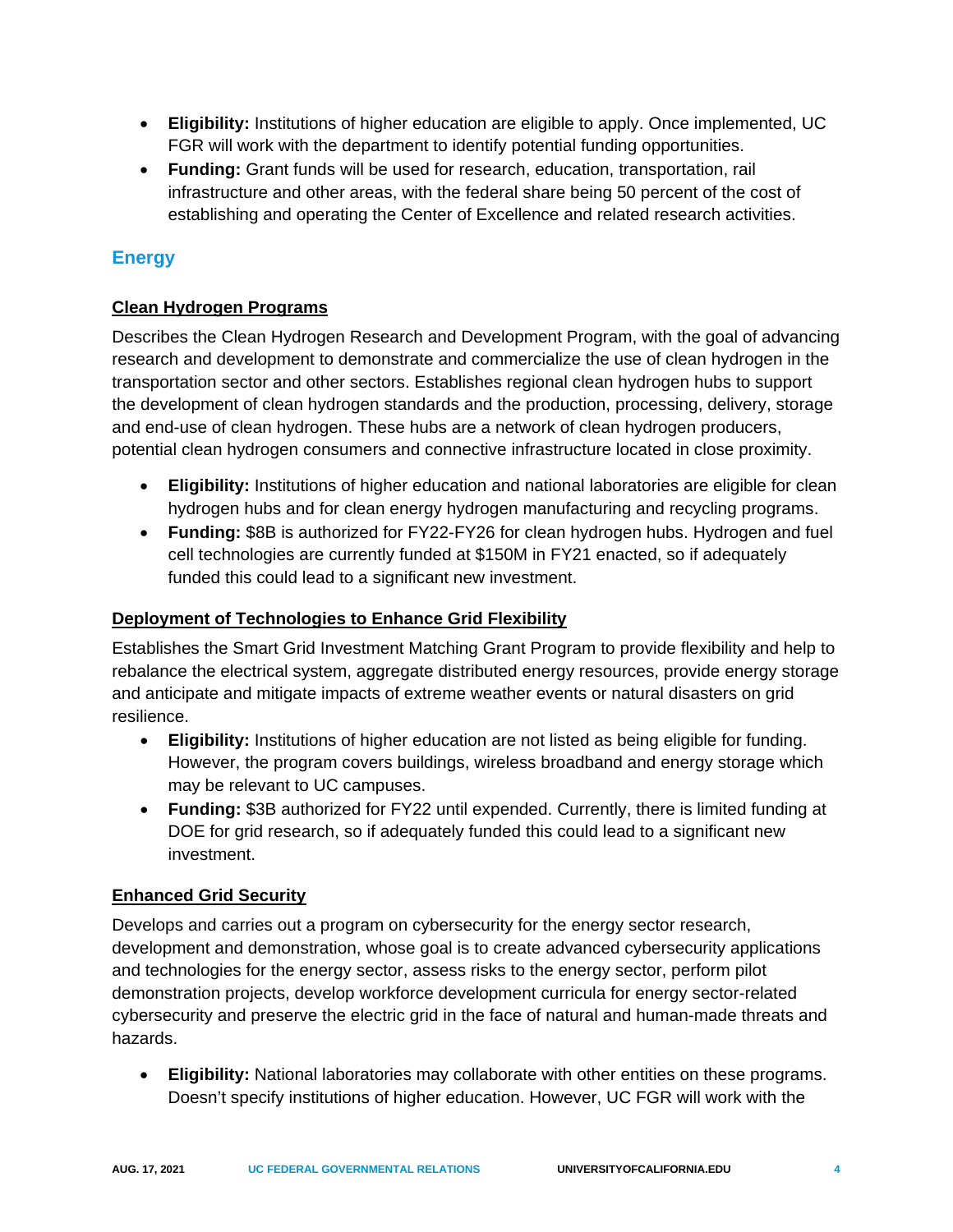- **Eligibility:** Institutions of higher education are eligible to apply. Once implemented, UC FGR will work with the department to identify potential funding opportunities.
- **Funding:** Grant funds will be used for research, education, transportation, rail infrastructure and other areas, with the federal share being 50 percent of the cost of establishing and operating the Center of Excellence and related research activities.

## Energy

### Clean Hydrogen Programs

Describes the Clean Hydrogen Research and Development Program, with the goal of advancing research and development to demonstrate and commercialize the use of clean hydrogen in the transportation sector and other sectors. Establishes regional clean hydrogen hubs to support the development of clean hydrogen standards and the production, processing, delivery, storage and end-use of clean hydrogen. These hubs are a network of clean hydrogen producers, potential clean hydrogen consumers and connective infrastructure located in close proximity.

- **Eligibility:** Institutions of higher education and national laboratories are eligible for clean hydrogen hubs and for clean energy hydrogen manufacturing and recycling programs.
- **Funding:** $8B is authorized for FY22-FY26 for clean hydrogen hubs. Hydrogen and fuel cell technologies are currently funded at $150M in FY21 enacted, so if adequately funded this could lead to a significant new investment.

### Deployment of Technologies to Enhance Grid Flexibility

Establishes the Smart Grid Investment Matching Grant Program to provide flexibility and help to rebalance the electrical system, aggregate distributed energy resources, provide energy storage and anticipate and mitigate impacts of extreme weather events or natural disasters on grid resilience.

- **Eligibility:** Institutions of higher education are not listed as being eligible for funding. However, the program covers buildings, wireless broadband and energy storage which may be relevant to UC campuses.
- **Funding:** $3B authorized for FY22 until expended. Currently, there is limited funding at DOE for grid research, so if adequately funded this could lead to a significant new investment.

### Enhanced Grid Security

Develops and carries out a program on cybersecurity for the energy sector research, development and demonstration, whose goal is to create advanced cybersecurity applications and technologies for the energy sector, assess risks to the energy sector, perform pilot demonstration projects, develop workforce development curricula for energy sector-related cybersecurity and preserve the electric grid in the face of natural and human-made threats and hazards.

- **Eligibility:** National laboratories may collaborate with other entities on these programs. Doesn't specify institutions of higher education. However, UC FGR will work with the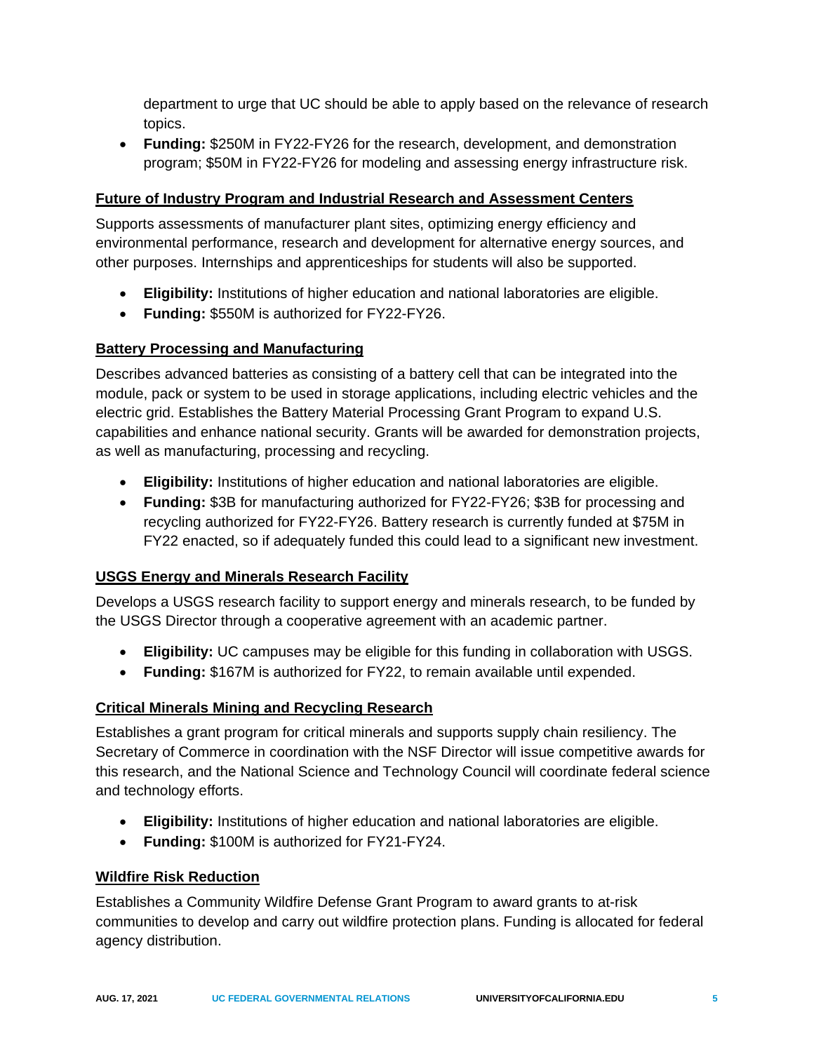department to urge that UC should be able to apply based on the relevance of research topics.

- **Funding:** $250M in FY22-FY26 for the research, development, and demonstration program; $50M in FY22-FY26 for modeling and assessing energy infrastructure risk.

**Future of Industry Program and Industrial Research and Assessment Centers**

Supports assessments of manufacturer plant sites, optimizing energy efficiency and environmental performance, research and development for alternative energy sources, and other purposes. Internships and apprenticeships for students will also be supported.

- **Eligibility:** Institutions of higher education and national laboratories are eligible.
- **Funding:** $550M is authorized for FY22-FY26.

**Battery Processing and Manufacturing**

Describes advanced batteries as consisting of a battery cell that can be integrated into the module, pack or system to be used in storage applications, including electric vehicles and the electric grid. Establishes the Battery Material Processing Grant Program to expand U.S. capabilities and enhance national security. Grants will be awarded for demonstration projects, as well as manufacturing, processing and recycling.

- **Eligibility:** Institutions of higher education and national laboratories are eligible.
- **Funding:** $3B for manufacturing authorized for FY22-FY26; $3B for processing and recycling authorized for FY22-FY26. Battery research is currently funded at $75M in FY22 enacted, so if adequately funded this could lead to a significant new investment.

**USGS Energy and Minerals Research Facility**

Develops a USGS research facility to support energy and minerals research, to be funded by the USGS Director through a cooperative agreement with an academic partner.

- **Eligibility:** UC campuses may be eligible for this funding in collaboration with USGS.
- **Funding:** $167M is authorized for FY22, to remain available until expended.

**Critical Minerals Mining and Recycling Research**

Establishes a grant program for critical minerals and supports supply chain resiliency. The Secretary of Commerce in coordination with the NSF Director will issue competitive awards for this research, and the National Science and Technology Council will coordinate federal science and technology efforts.

- **Eligibility:** Institutions of higher education and national laboratories are eligible.
- **Funding:** $100M is authorized for FY21-FY24.

**Wildfire Risk Reduction**

Establishes a Community Wildfire Defense Grant Program to award grants to at-risk communities to develop and carry out wildfire protection plans. Funding is allocated for federal agency distribution.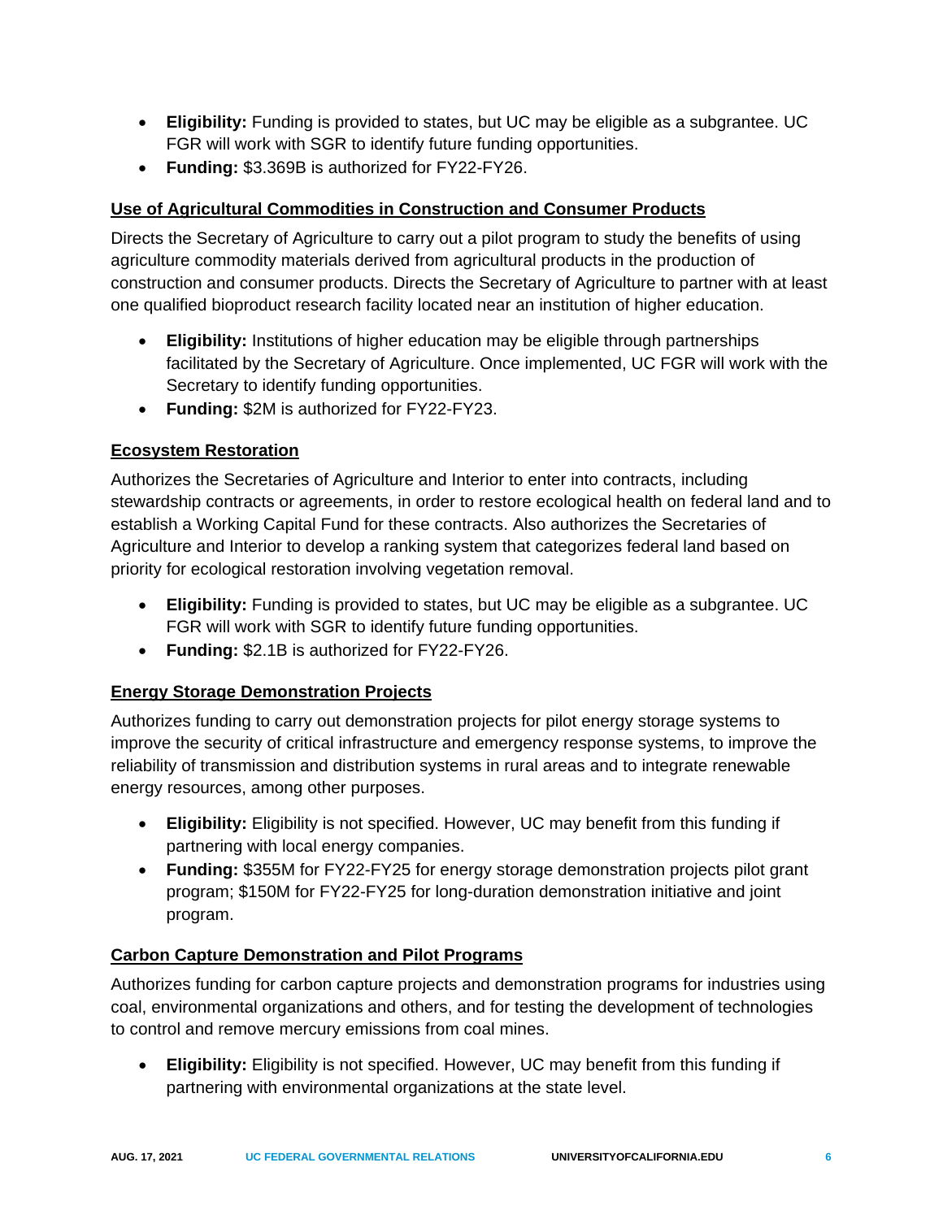- **Eligibility:** Funding is provided to states, but UC may be eligible as a subgrantee. UC FGR will work with SGR to identify future funding opportunities.
- **Funding:** $3.369B is authorized for FY22-FY26.

### Use of Agricultural Commodities in Construction and Consumer Products

Directs the Secretary of Agriculture to carry out a pilot program to study the benefits of using agriculture commodity materials derived from agricultural products in the production of construction and consumer products. Directs the Secretary of Agriculture to partner with at least one qualified bioproduct research facility located near an institution of higher education.

- **Eligibility:** Institutions of higher education may be eligible through partnerships facilitated by the Secretary of Agriculture. Once implemented, UC FGR will work with the Secretary to identify funding opportunities.
- **Funding:** $2M is authorized for FY22-FY23.

### Ecosystem Restoration

Authorizes the Secretaries of Agriculture and Interior to enter into contracts, including stewardship contracts or agreements, in order to restore ecological health on federal land and to establish a Working Capital Fund for these contracts. Also authorizes the Secretaries of Agriculture and Interior to develop a ranking system that categorizes federal land based on priority for ecological restoration involving vegetation removal.

- **Eligibility:** Funding is provided to states, but UC may be eligible as a subgrantee. UC FGR will work with SGR to identify future funding opportunities.
- **Funding:** $2.1B is authorized for FY22-FY26.

### Energy Storage Demonstration Projects

Authorizes funding to carry out demonstration projects for pilot energy storage systems to improve the security of critical infrastructure and emergency response systems, to improve the reliability of transmission and distribution systems in rural areas and to integrate renewable energy resources, among other purposes.

- **Eligibility:** Eligibility is not specified. However, UC may benefit from this funding if partnering with local energy companies.
- **Funding:** $355M for FY22-FY25 for energy storage demonstration projects pilot grant program; $150M for FY22-FY25 for long-duration demonstration initiative and joint program.

### Carbon Capture Demonstration and Pilot Programs

Authorizes funding for carbon capture projects and demonstration programs for industries using coal, environmental organizations and others, and for testing the development of technologies to control and remove mercury emissions from coal mines.

- **Eligibility:** Eligibility is not specified. However, UC may benefit from this funding if partnering with environmental organizations at the state level.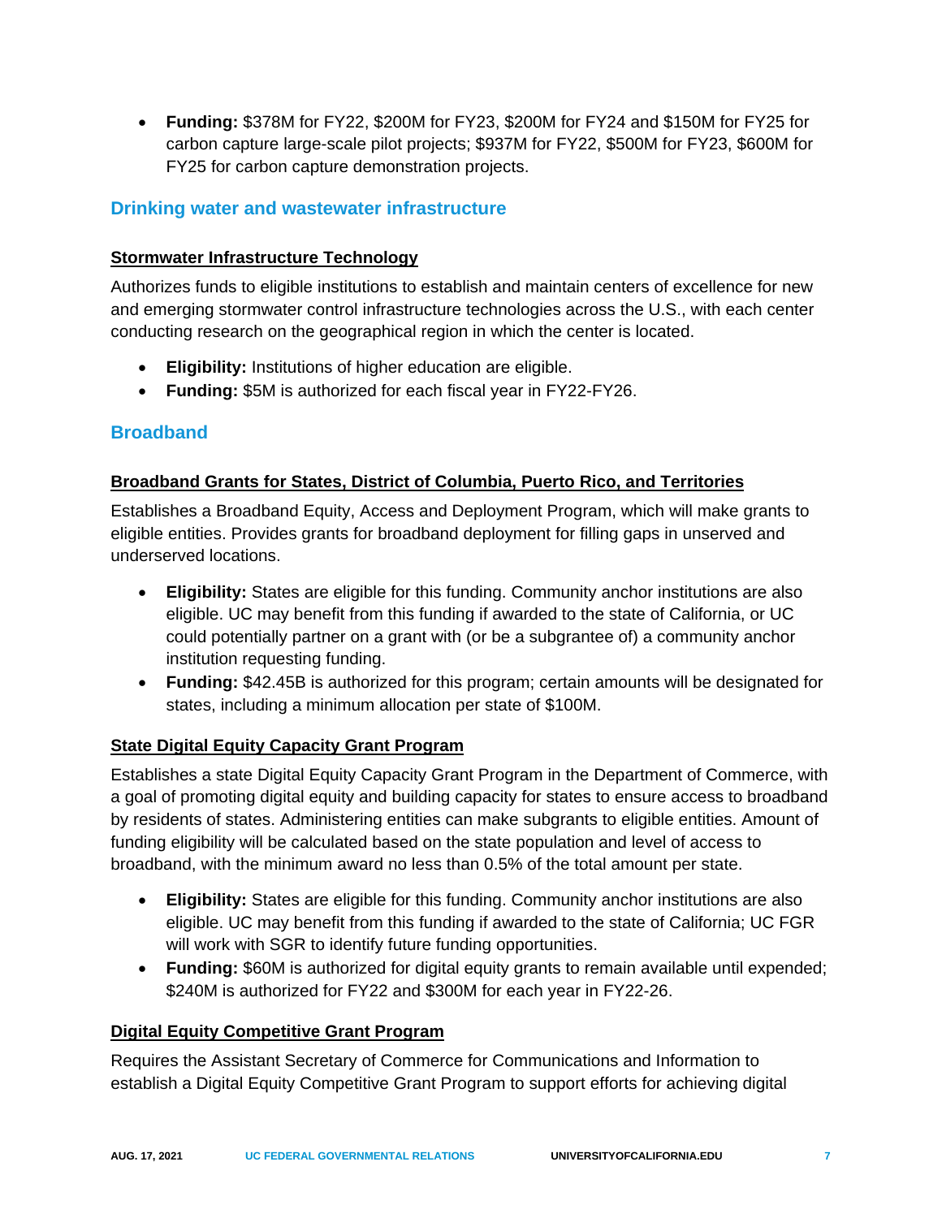- **Funding:** $378M for FY22, $200M for FY23, $200M for FY24 and $150M for FY25 for carbon capture large-scale pilot projects; $937M for FY22, $500M for FY23, $600M for FY25 for carbon capture demonstration projects.

## Drinking water and wastewater infrastructure

### Stormwater Infrastructure Technology

Authorizes funds to eligible institutions to establish and maintain centers of excellence for new and emerging stormwater control infrastructure technologies across the U.S., with each center conducting research on the geographical region in which the center is located.

- **Eligibility:** Institutions of higher education are eligible.
- **Funding:** $5M is authorized for each fiscal year in FY22-FY26.

## Broadband

### Broadband Grants for States, District of Columbia, Puerto Rico, and Territories

Establishes a Broadband Equity, Access and Deployment Program, which will make grants to eligible entities. Provides grants for broadband deployment for filling gaps in unserved and underserved locations.

- **Eligibility:** States are eligible for this funding. Community anchor institutions are also eligible. UC may benefit from this funding if awarded to the state of California, or UC could potentially partner on a grant with (or be a subgrantee of) a community anchor institution requesting funding.
- **Funding:** $42.45B is authorized for this program; certain amounts will be designated for states, including a minimum allocation per state of $100M.

### State Digital Equity Capacity Grant Program

Establishes a state Digital Equity Capacity Grant Program in the Department of Commerce, with a goal of promoting digital equity and building capacity for states to ensure access to broadband by residents of states. Administering entities can make subgrants to eligible entities. Amount of funding eligibility will be calculated based on the state population and level of access to broadband, with the minimum award no less than 0.5% of the total amount per state.

- **Eligibility:** States are eligible for this funding. Community anchor institutions are also eligible. UC may benefit from this funding if awarded to the state of California; UC FGR will work with SGR to identify future funding opportunities.
- **Funding:** $60M is authorized for digital equity grants to remain available until expended; $240M is authorized for FY22 and $300M for each year in FY22-26.

### Digital Equity Competitive Grant Program

Requires the Assistant Secretary of Commerce for Communications and Information to establish a Digital Equity Competitive Grant Program to support efforts for achieving digital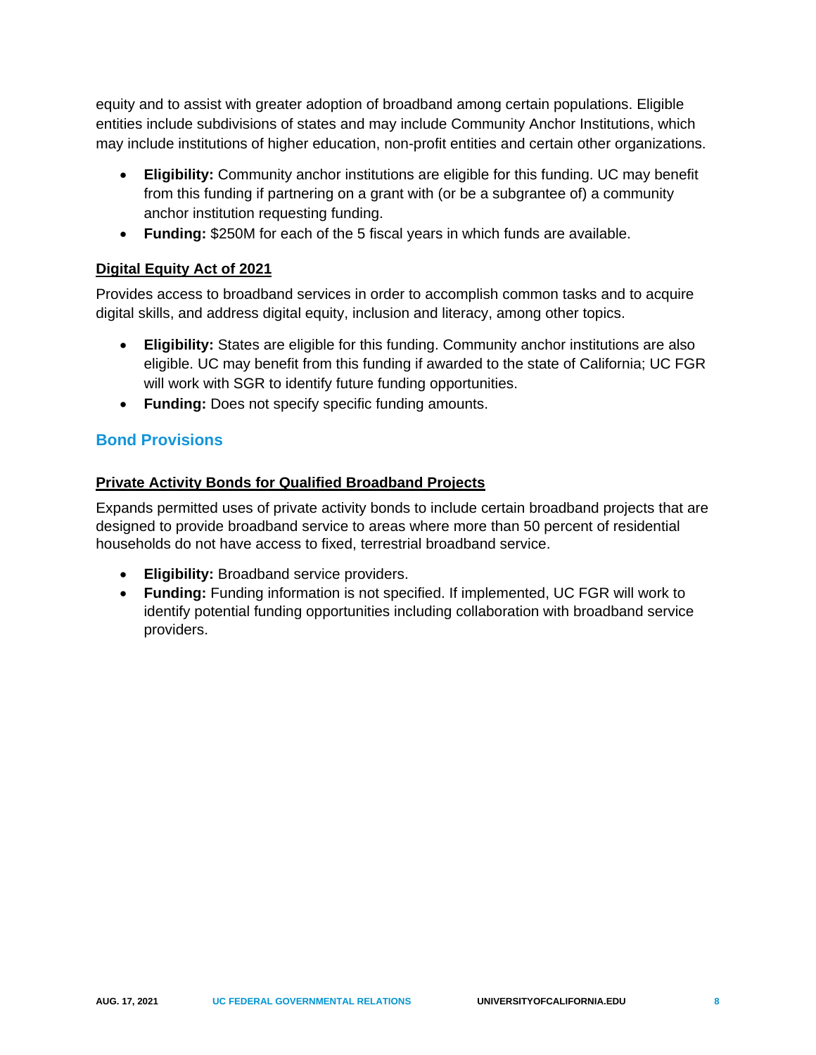equity and to assist with greater adoption of broadband among certain populations. Eligible entities include subdivisions of states and may include Community Anchor Institutions, which may include institutions of higher education, non-profit entities and certain other organizations.

- **Eligibility:** Community anchor institutions are eligible for this funding. UC may benefit from this funding if partnering on a grant with (or be a subgrantee of) a community anchor institution requesting funding.
- **Funding:** $250M for each of the 5 fiscal years in which funds are available.

### Digital Equity Act of 2021

Provides access to broadband services in order to accomplish common tasks and to acquire digital skills, and address digital equity, inclusion and literacy, among other topics.

- **Eligibility:** States are eligible for this funding. Community anchor institutions are also eligible. UC may benefit from this funding if awarded to the state of California; UC FGR will work with SGR to identify future funding opportunities.
- **Funding:** Does not specify specific funding amounts.

## Bond Provisions

### Private Activity Bonds for Qualified Broadband Projects

Expands permitted uses of private activity bonds to include certain broadband projects that are designed to provide broadband service to areas where more than 50 percent of residential households do not have access to fixed, terrestrial broadband service.

- **Eligibility:** Broadband service providers.
- **Funding:** Funding information is not specified. If implemented, UC FGR will work to identify potential funding opportunities including collaboration with broadband service providers.